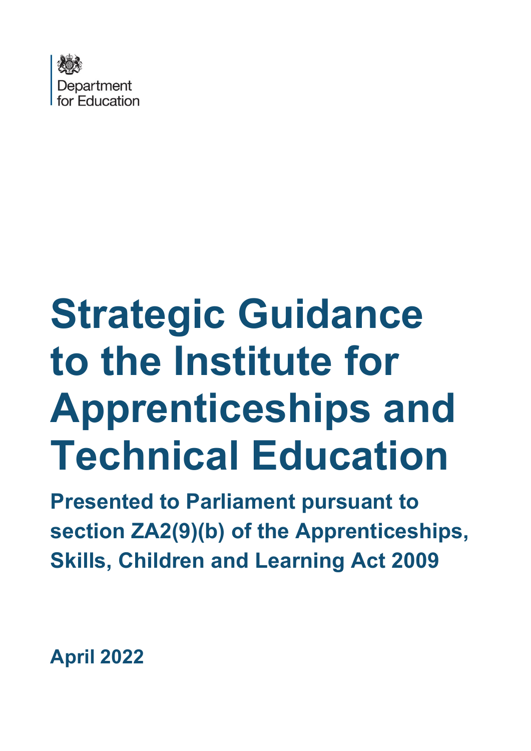Department for Education

# Strategic Guidance to the Institute for Apprenticeships and Technical Education

## Presented to Parliament pursuant to section ZA2(9)(b) of the Apprenticeships, Skills, Children and Learning Act 2009

**April 2022**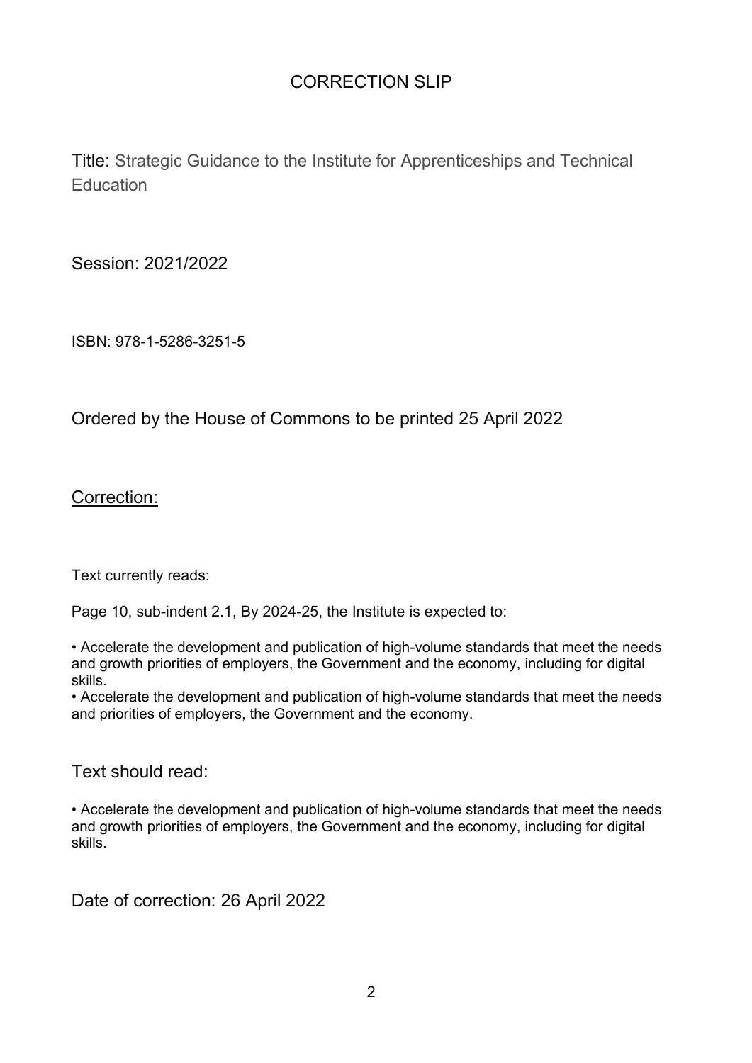# CORRECTION SLIP

Title: Strategic Guidance to the Institute for Apprenticeships and Technical Education

Session: 2021/2022

ISBN: 978-1-5286-3251-5

Ordered by the House of Commons to be printed 25 April 2022

## Correction:

Text currently reads:

Page 10, sub-indent 2.1, By 2024-25, the Institute is expected to:

- Accelerate the development and publication of high-volume standards that meet the needs and growth priorities of employers, the Government and the economy, including for digital skills.
- Accelerate the development and publication of high-volume standards that meet the needs and priorities of employers, the Government and the economy.

Text should read:

- Accelerate the development and publication of high-volume standards that meet the needs and growth priorities of employers, the Government and the economy, including for digital skills.

Date of correction: 26 April 2022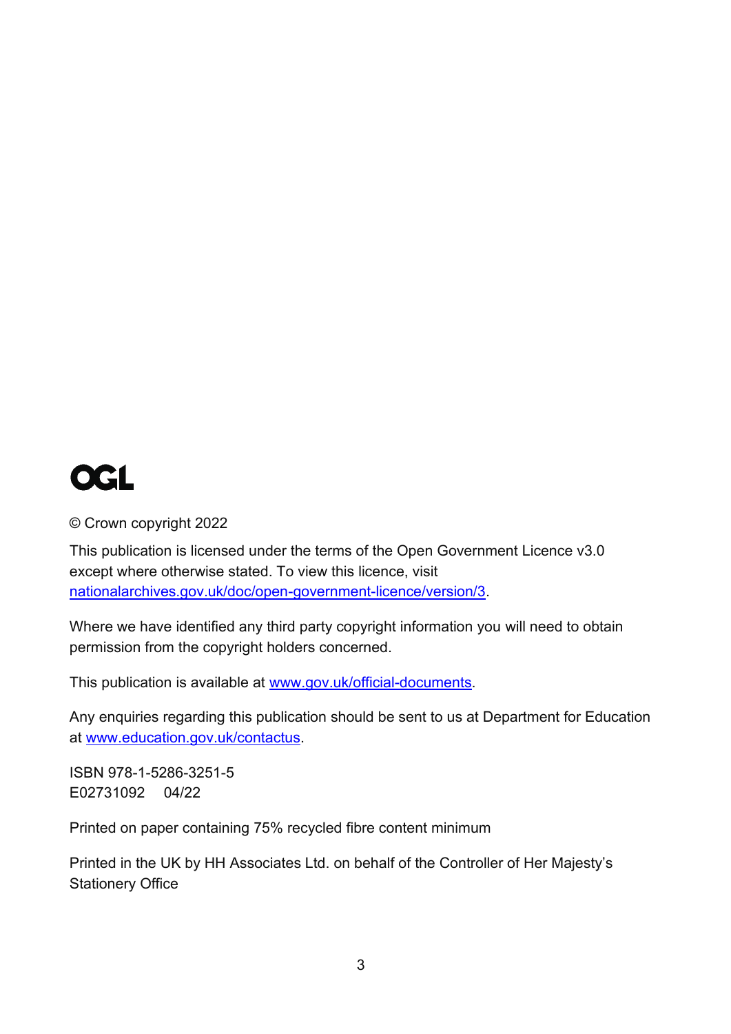OGL

© Crown copyright 2022

This publication is licensed under the terms of the Open Government Licence v3.0 except where otherwise stated. To view this licence, visit [nationalarchives.gov.uk/doc/open-government-licence/version/3](nationalarchives.gov.uk/doc/open-government-licence/version/3).

Where we have identified any third party copyright information you will need to obtain permission from the copyright holders concerned.

This publication is available at [www.gov.uk/official-documents](www.gov.uk/official-documents).

Any enquiries regarding this publication should be sent to us at Department for Education at [www.education.gov.uk/contactus](www.education.gov.uk/contactus).

ISBN 978-1-5286-3251-5
E02731092 04/22

Printed on paper containing 75% recycled fibre content minimum

Printed in the UK by HH Associates Ltd. on behalf of the Controller of Her Majesty's Stationery Office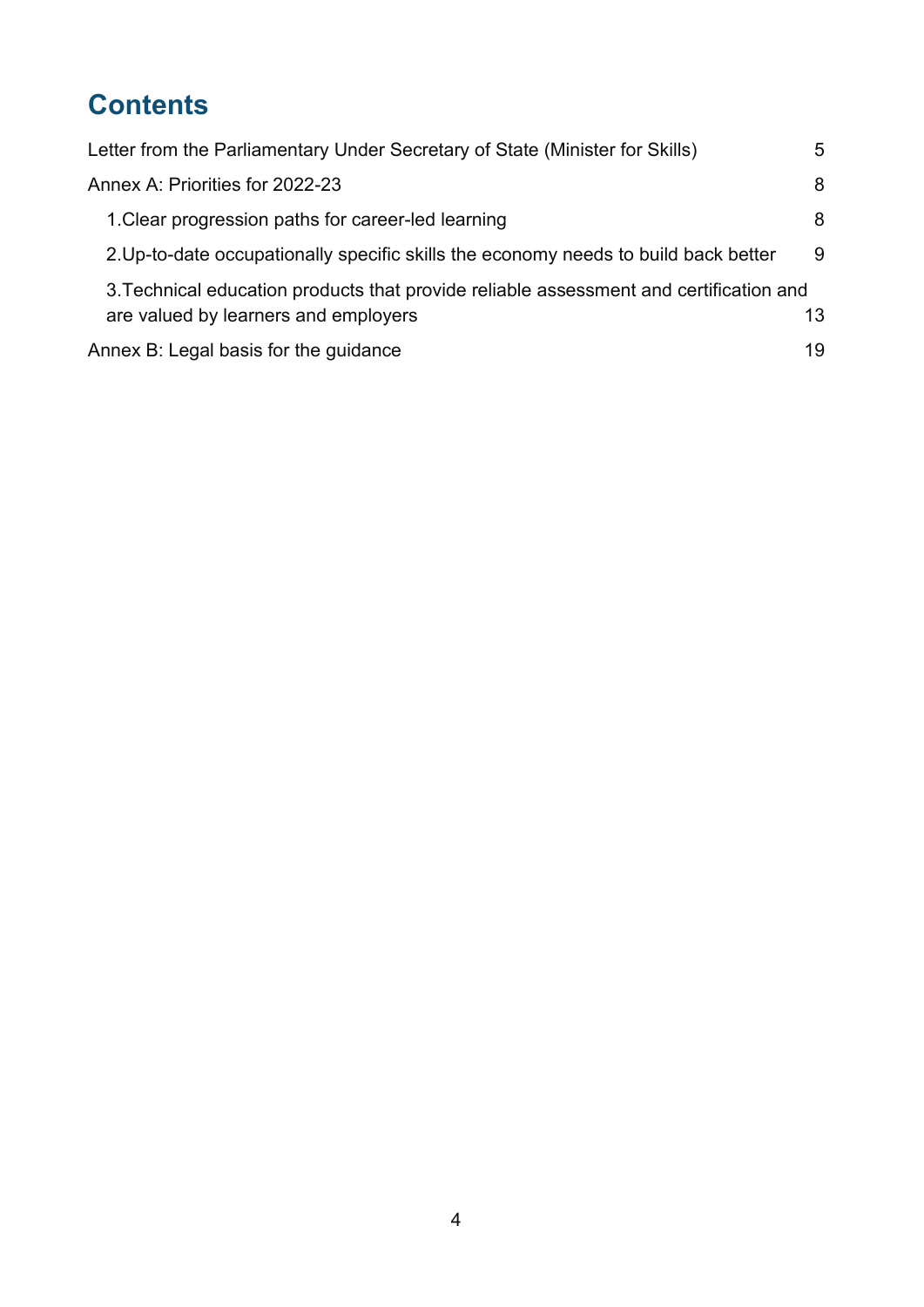# Contents

Letter from the Parliamentary Under Secretary of State (Minister for Skills) 5

Annex A: Priorities for 2022-23 8

- 1.Clear progression paths for career-led learning 8
- 2.Up-to-date occupationally specific skills the economy needs to build back better 9
- 3.Technical education products that provide reliable assessment and certification and are valued by learners and employers 13

Annex B: Legal basis for the guidance 19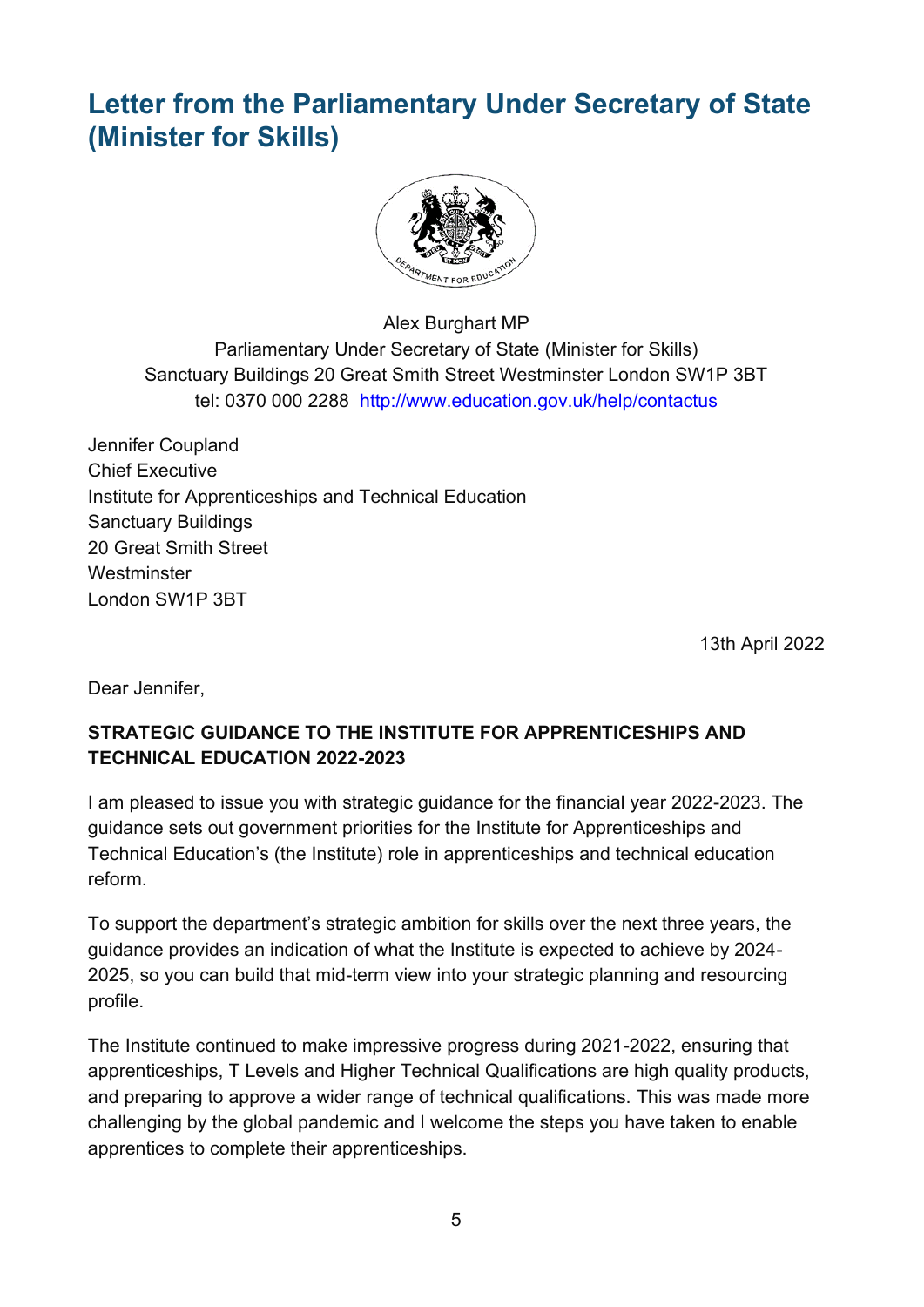# Letter from the Parliamentary Under Secretary of State (Minister for Skills)

Alex Burghart MP
Parliamentary Under Secretary of State (Minister for Skills)
Sanctuary Buildings 20 Great Smith Street Westminster London SW1P 3BT
tel: 0370 000 2288 http://www.education.gov.uk/help/contactus

Jennifer Coupland
Chief Executive
Institute for Apprenticeships and Technical Education
Sanctuary Buildings
20 Great Smith Street
Westminster
London SW1P 3BT

13th April 2022

Dear Jennifer,

**STRATEGIC GUIDANCE TO THE INSTITUTE FOR APPRENTICESHIPS AND TECHNICAL EDUCATION 2022-2023**

I am pleased to issue you with strategic guidance for the financial year 2022-2023. The guidance sets out government priorities for the Institute for Apprenticeships and Technical Education's (the Institute) role in apprenticeships and technical education reform.

To support the department's strategic ambition for skills over the next three years, the guidance provides an indication of what the Institute is expected to achieve by 2024-2025, so you can build that mid-term view into your strategic planning and resourcing profile.

The Institute continued to make impressive progress during 2021-2022, ensuring that apprenticeships, T Levels and Higher Technical Qualifications are high quality products, and preparing to approve a wider range of technical qualifications. This was made more challenging by the global pandemic and I welcome the steps you have taken to enable apprentices to complete their apprenticeships.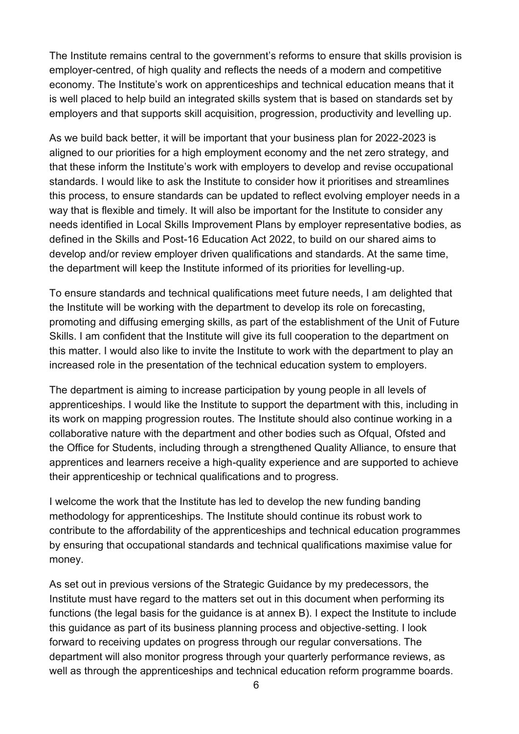The Institute remains central to the government's reforms to ensure that skills provision is employer-centred, of high quality and reflects the needs of a modern and competitive economy. The Institute's work on apprenticeships and technical education means that it is well placed to help build an integrated skills system that is based on standards set by employers and that supports skill acquisition, progression, productivity and levelling up.

As we build back better, it will be important that your business plan for 2022-2023 is aligned to our priorities for a high employment economy and the net zero strategy, and that these inform the Institute's work with employers to develop and revise occupational standards. I would like to ask the Institute to consider how it prioritises and streamlines this process, to ensure standards can be updated to reflect evolving employer needs in a way that is flexible and timely. It will also be important for the Institute to consider any needs identified in Local Skills Improvement Plans by employer representative bodies, as defined in the Skills and Post-16 Education Act 2022, to build on our shared aims to develop and/or review employer driven qualifications and standards. At the same time, the department will keep the Institute informed of its priorities for levelling-up.

To ensure standards and technical qualifications meet future needs, I am delighted that the Institute will be working with the department to develop its role on forecasting, promoting and diffusing emerging skills, as part of the establishment of the Unit of Future Skills. I am confident that the Institute will give its full cooperation to the department on this matter. I would also like to invite the Institute to work with the department to play an increased role in the presentation of the technical education system to employers.

The department is aiming to increase participation by young people in all levels of apprenticeships. I would like the Institute to support the department with this, including in its work on mapping progression routes. The Institute should also continue working in a collaborative nature with the department and other bodies such as Ofqual, Ofsted and the Office for Students, including through a strengthened Quality Alliance, to ensure that apprentices and learners receive a high-quality experience and are supported to achieve their apprenticeship or technical qualifications and to progress.

I welcome the work that the Institute has led to develop the new funding banding methodology for apprenticeships. The Institute should continue its robust work to contribute to the affordability of the apprenticeships and technical education programmes by ensuring that occupational standards and technical qualifications maximise value for money.

As set out in previous versions of the Strategic Guidance by my predecessors, the Institute must have regard to the matters set out in this document when performing its functions (the legal basis for the guidance is at annex B). I expect the Institute to include this guidance as part of its business planning process and objective-setting. I look forward to receiving updates on progress through our regular conversations. The department will also monitor progress through your quarterly performance reviews, as well as through the apprenticeships and technical education reform programme boards.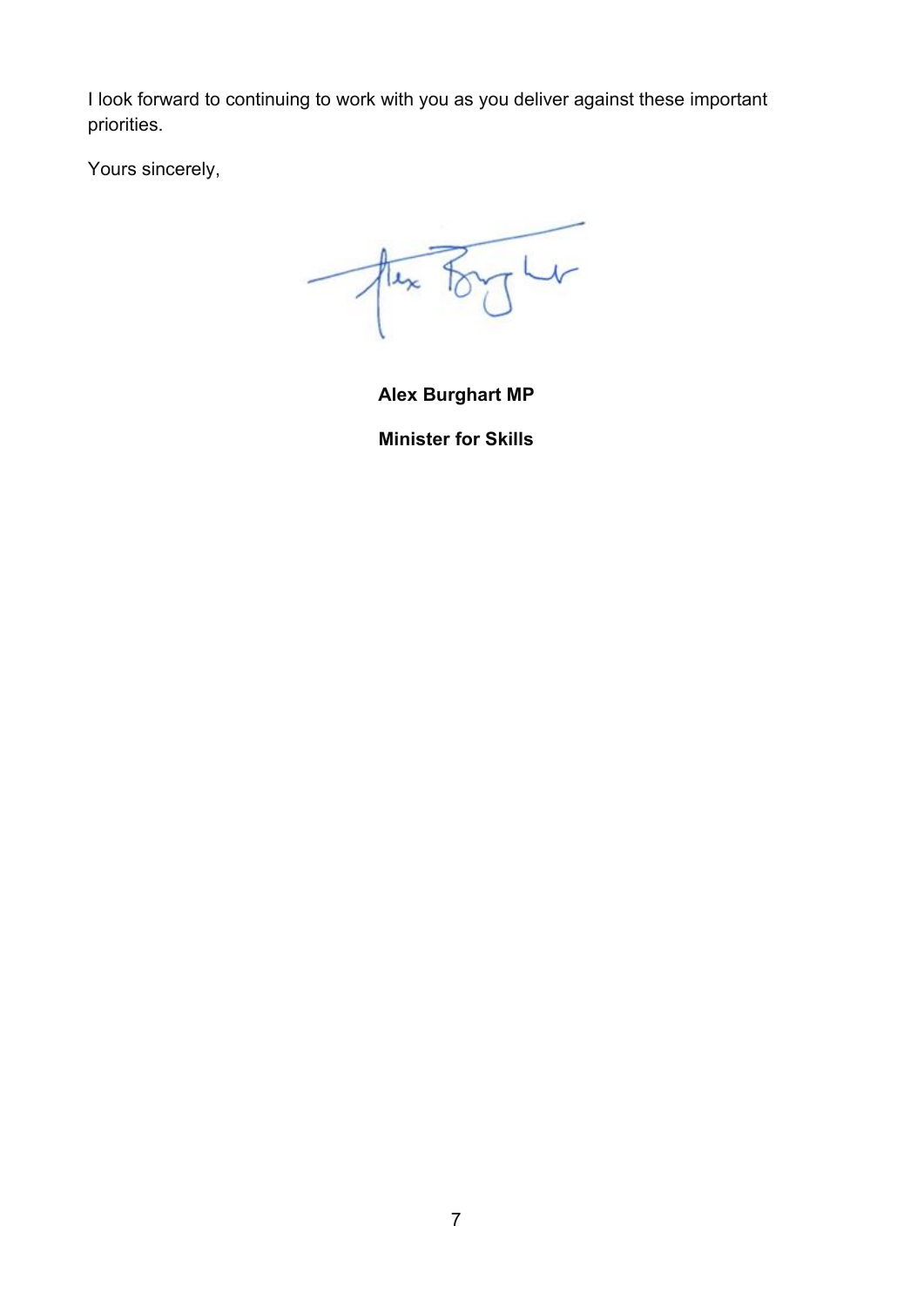I look forward to continuing to work with you as you deliver against these important priorities.

Yours sincerely,

**Alex Burghart MP**

**Minister for Skills**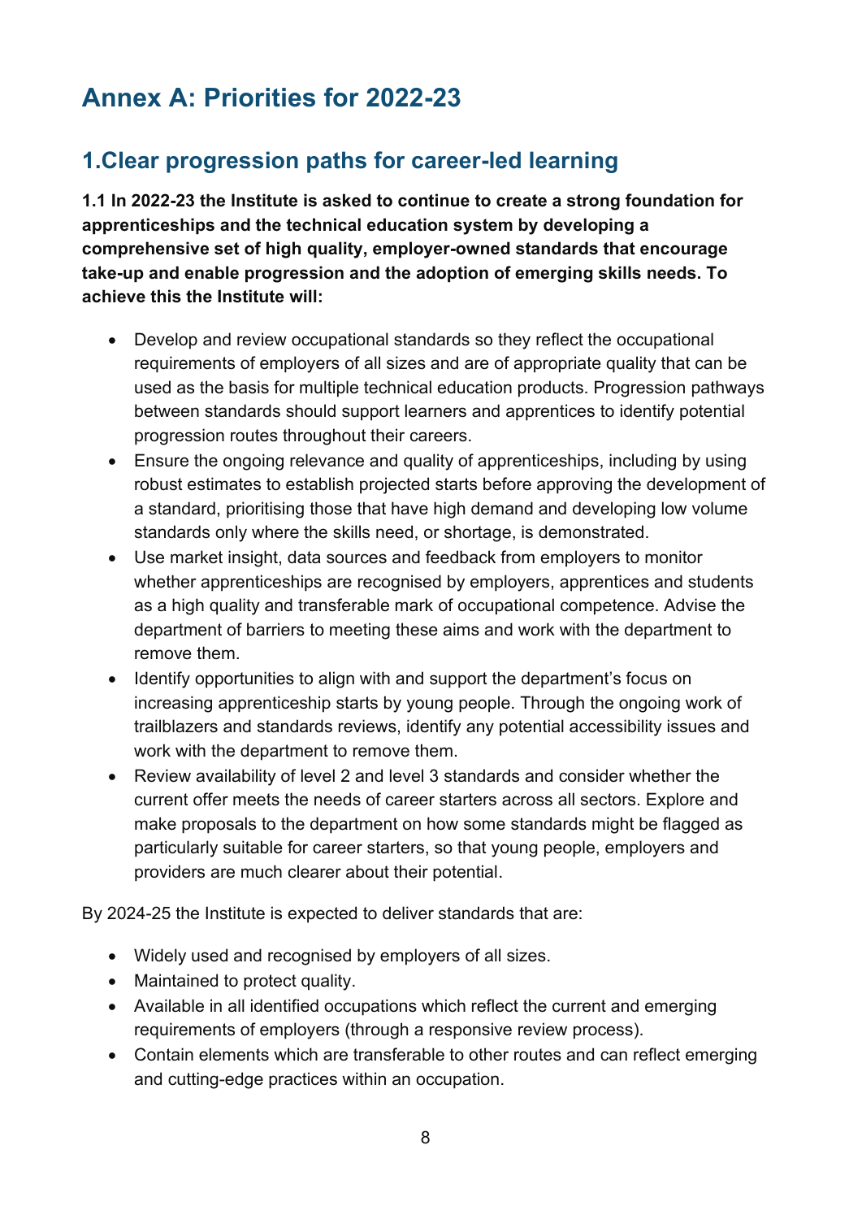# Annex A: Priorities for 2022-23

## 1.Clear progression paths for career-led learning

**1.1 In 2022-23 the Institute is asked to continue to create a strong foundation for apprenticeships and the technical education system by developing a comprehensive set of high quality, employer-owned standards that encourage take-up and enable progression and the adoption of emerging skills needs. To achieve this the Institute will:**

- Develop and review occupational standards so they reflect the occupational requirements of employers of all sizes and are of appropriate quality that can be used as the basis for multiple technical education products. Progression pathways between standards should support learners and apprentices to identify potential progression routes throughout their careers.
- Ensure the ongoing relevance and quality of apprenticeships, including by using robust estimates to establish projected starts before approving the development of a standard, prioritising those that have high demand and developing low volume standards only where the skills need, or shortage, is demonstrated.
- Use market insight, data sources and feedback from employers to monitor whether apprenticeships are recognised by employers, apprentices and students as a high quality and transferable mark of occupational competence. Advise the department of barriers to meeting these aims and work with the department to remove them.
- Identify opportunities to align with and support the department's focus on increasing apprenticeship starts by young people. Through the ongoing work of trailblazers and standards reviews, identify any potential accessibility issues and work with the department to remove them.
- Review availability of level 2 and level 3 standards and consider whether the current offer meets the needs of career starters across all sectors. Explore and make proposals to the department on how some standards might be flagged as particularly suitable for career starters, so that young people, employers and providers are much clearer about their potential.

By 2024-25 the Institute is expected to deliver standards that are:

- Widely used and recognised by employers of all sizes.
- Maintained to protect quality.
- Available in all identified occupations which reflect the current and emerging requirements of employers (through a responsive review process).
- Contain elements which are transferable to other routes and can reflect emerging and cutting-edge practices within an occupation.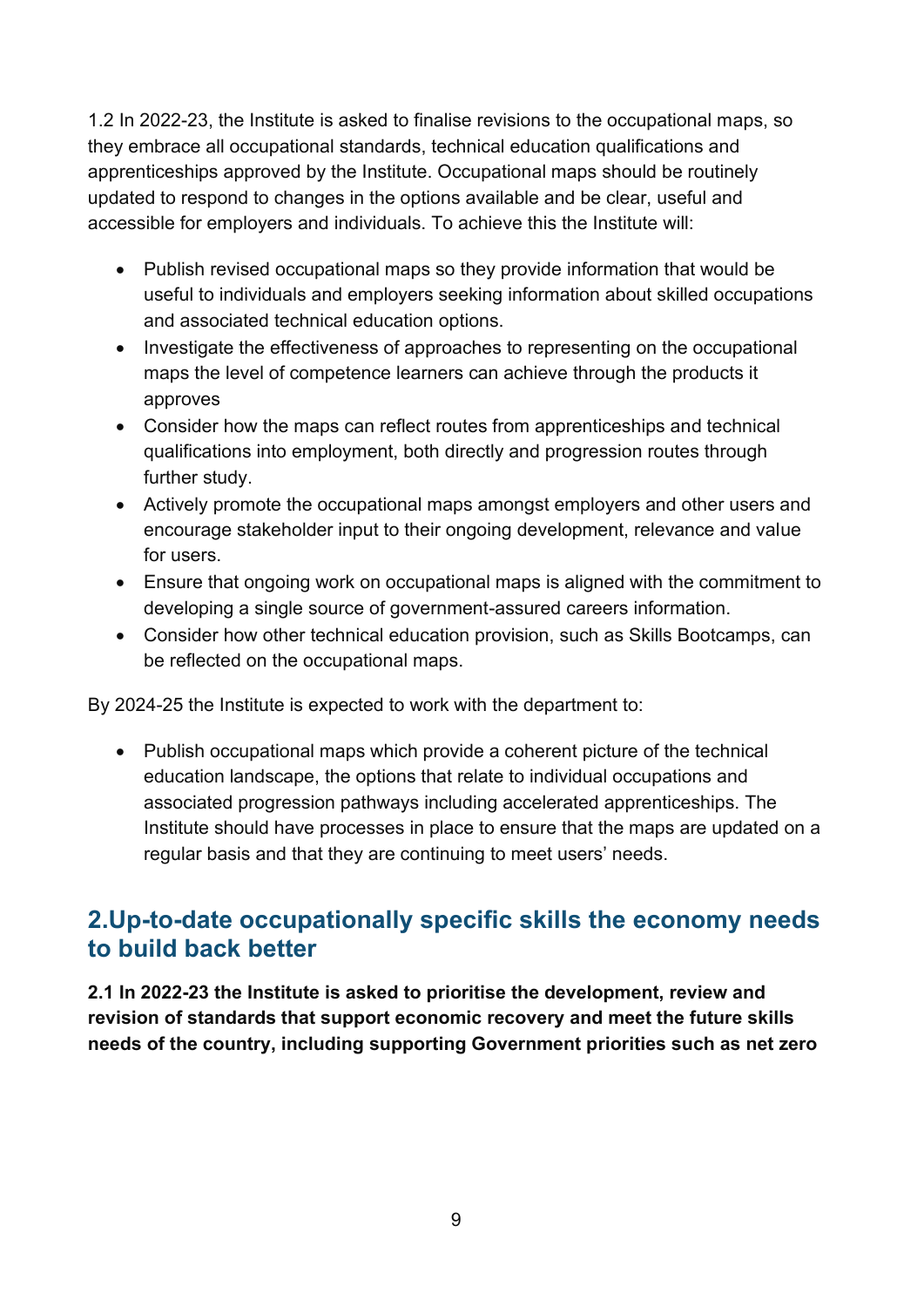1.2 In 2022-23, the Institute is asked to finalise revisions to the occupational maps, so they embrace all occupational standards, technical education qualifications and apprenticeships approved by the Institute. Occupational maps should be routinely updated to respond to changes in the options available and be clear, useful and accessible for employers and individuals. To achieve this the Institute will:

- Publish revised occupational maps so they provide information that would be useful to individuals and employers seeking information about skilled occupations and associated technical education options.
- Investigate the effectiveness of approaches to representing on the occupational maps the level of competence learners can achieve through the products it approves
- Consider how the maps can reflect routes from apprenticeships and technical qualifications into employment, both directly and progression routes through further study.
- Actively promote the occupational maps amongst employers and other users and encourage stakeholder input to their ongoing development, relevance and value for users.
- Ensure that ongoing work on occupational maps is aligned with the commitment to developing a single source of government-assured careers information.
- Consider how other technical education provision, such as Skills Bootcamps, can be reflected on the occupational maps.

By 2024-25 the Institute is expected to work with the department to:

- Publish occupational maps which provide a coherent picture of the technical education landscape, the options that relate to individual occupations and associated progression pathways including accelerated apprenticeships. The Institute should have processes in place to ensure that the maps are updated on a regular basis and that they are continuing to meet users' needs.

## 2.Up-to-date occupationally specific skills the economy needs to build back better

**2.1 In 2022-23 the Institute is asked to prioritise the development, review and revision of standards that support economic recovery and meet the future skills needs of the country, including supporting Government priorities such as net zero**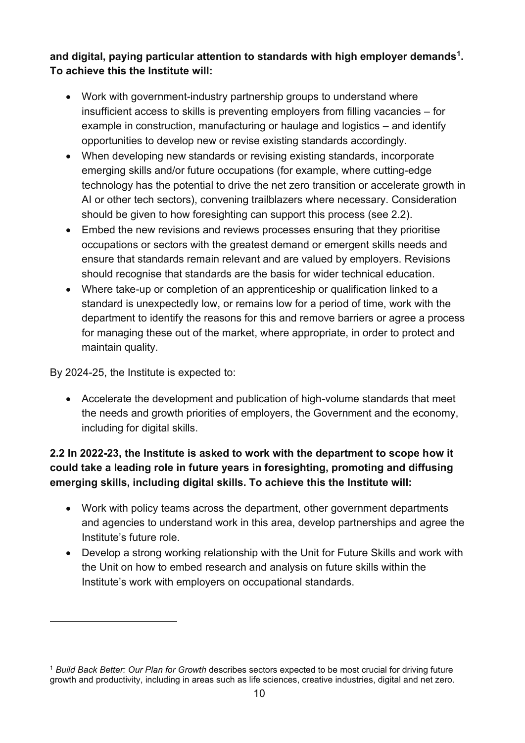**and digital, paying particular attention to standards with high employer demands[1]. To achieve this the Institute will:**

- Work with government-industry partnership groups to understand where insufficient access to skills is preventing employers from filling vacancies – for example in construction, manufacturing or haulage and logistics – and identify opportunities to develop new or revise existing standards accordingly.
- When developing new standards or revising existing standards, incorporate emerging skills and/or future occupations (for example, where cutting-edge technology has the potential to drive the net zero transition or accelerate growth in AI or other tech sectors), convening trailblazers where necessary. Consideration should be given to how foresighting can support this process (see 2.2).
- Embed the new revisions and reviews processes ensuring that they prioritise occupations or sectors with the greatest demand or emergent skills needs and ensure that standards remain relevant and are valued by employers. Revisions should recognise that standards are the basis for wider technical education.
- Where take-up or completion of an apprenticeship or qualification linked to a standard is unexpectedly low, or remains low for a period of time, work with the department to identify the reasons for this and remove barriers or agree a process for managing these out of the market, where appropriate, in order to protect and maintain quality.

By 2024-25, the Institute is expected to:

- Accelerate the development and publication of high-volume standards that meet the needs and growth priorities of employers, the Government and the economy, including for digital skills.

**2.2 In 2022-23, the Institute is asked to work with the department to scope how it could take a leading role in future years in foresighting, promoting and diffusing emerging skills, including digital skills. To achieve this the Institute will:**

- Work with policy teams across the department, other government departments and agencies to understand work in this area, develop partnerships and agree the Institute's future role.
- Develop a strong working relationship with the Unit for Future Skills and work with the Unit on how to embed research and analysis on future skills within the Institute's work with employers on occupational standards.

---

[1] *Build Back Better: Our Plan for Growth* describes sectors expected to be most crucial for driving future growth and productivity, including in areas such as life sciences, creative industries, digital and net zero.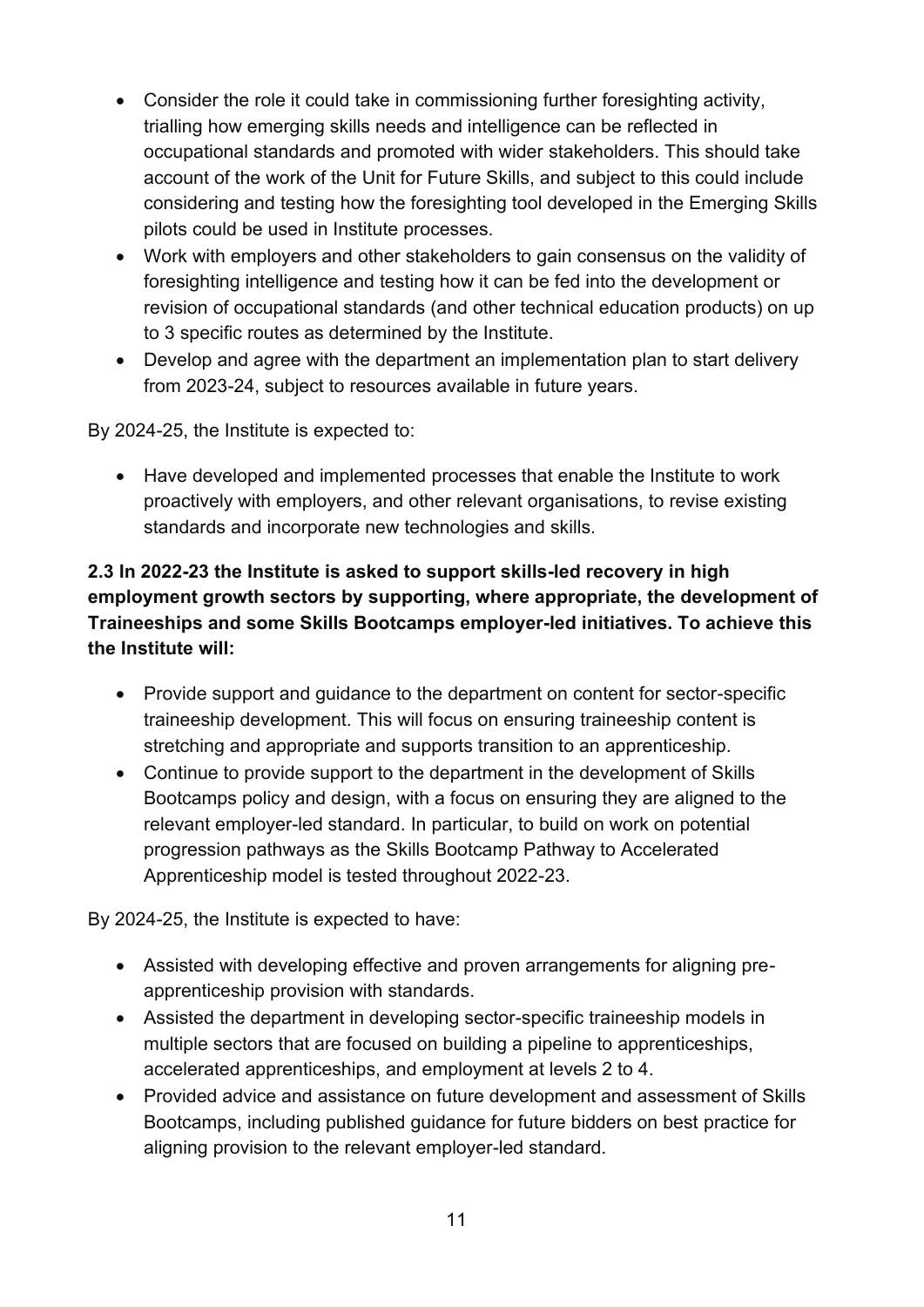- Consider the role it could take in commissioning further foresighting activity, trialling how emerging skills needs and intelligence can be reflected in occupational standards and promoted with wider stakeholders. This should take account of the work of the Unit for Future Skills, and subject to this could include considering and testing how the foresighting tool developed in the Emerging Skills pilots could be used in Institute processes.
- Work with employers and other stakeholders to gain consensus on the validity of foresighting intelligence and testing how it can be fed into the development or revision of occupational standards (and other technical education products) on up to 3 specific routes as determined by the Institute.
- Develop and agree with the department an implementation plan to start delivery from 2023-24, subject to resources available in future years.

By 2024-25, the Institute is expected to:

- Have developed and implemented processes that enable the Institute to work proactively with employers, and other relevant organisations, to revise existing standards and incorporate new technologies and skills.

**2.3 In 2022-23 the Institute is asked to support skills-led recovery in high employment growth sectors by supporting, where appropriate, the development of Traineeships and some Skills Bootcamps employer-led initiatives. To achieve this the Institute will:**

- Provide support and guidance to the department on content for sector-specific traineeship development. This will focus on ensuring traineeship content is stretching and appropriate and supports transition to an apprenticeship.
- Continue to provide support to the department in the development of Skills Bootcamps policy and design, with a focus on ensuring they are aligned to the relevant employer-led standard. In particular, to build on work on potential progression pathways as the Skills Bootcamp Pathway to Accelerated Apprenticeship model is tested throughout 2022-23.

By 2024-25, the Institute is expected to have:

- Assisted with developing effective and proven arrangements for aligning pre-apprenticeship provision with standards.
- Assisted the department in developing sector-specific traineeship models in multiple sectors that are focused on building a pipeline to apprenticeships, accelerated apprenticeships, and employment at levels 2 to 4.
- Provided advice and assistance on future development and assessment of Skills Bootcamps, including published guidance for future bidders on best practice for aligning provision to the relevant employer-led standard.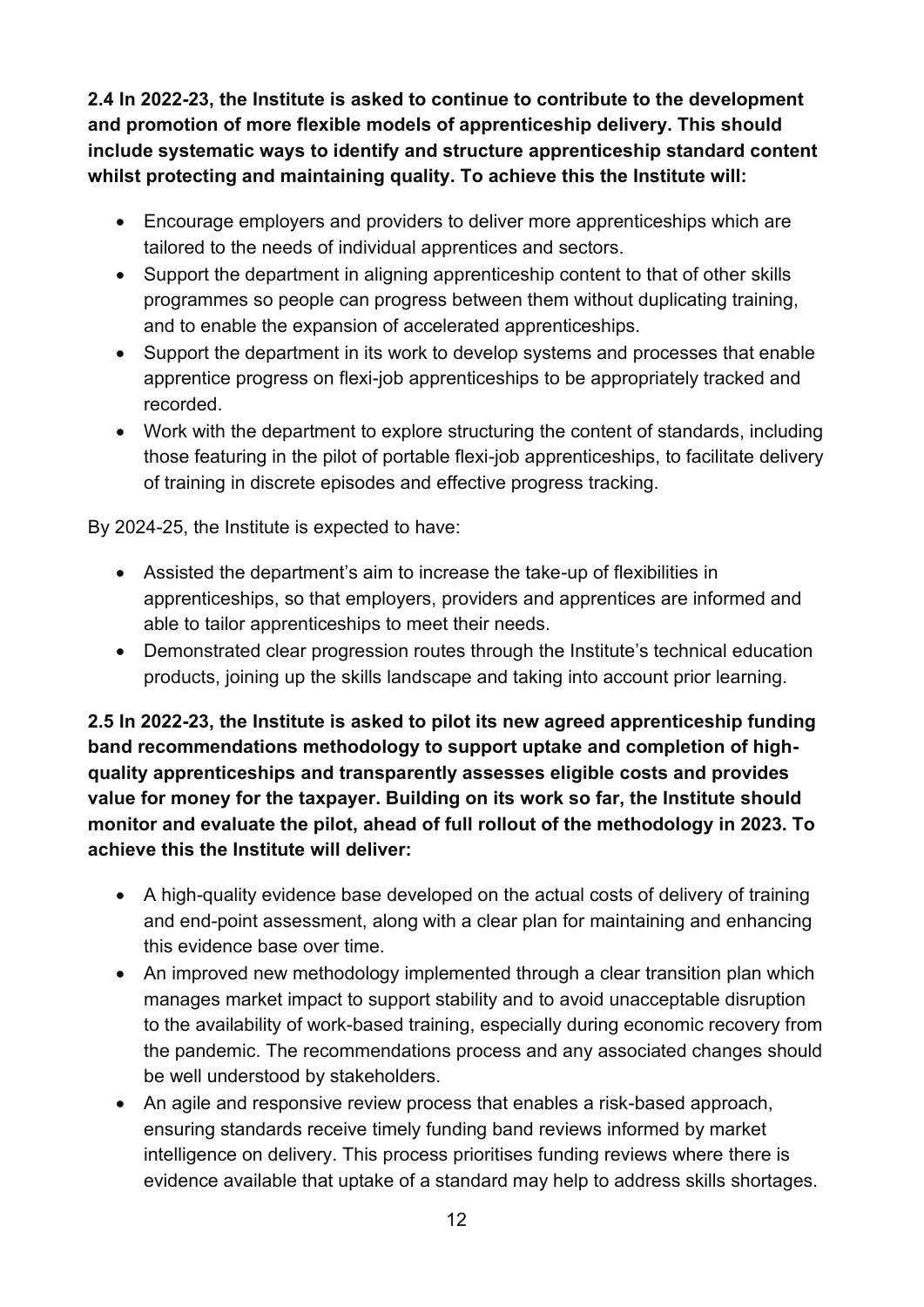**2.4 In 2022-23, the Institute is asked to continue to contribute to the development and promotion of more flexible models of apprenticeship delivery. This should include systematic ways to identify and structure apprenticeship standard content whilst protecting and maintaining quality. To achieve this the Institute will:**

- Encourage employers and providers to deliver more apprenticeships which are tailored to the needs of individual apprentices and sectors.
- Support the department in aligning apprenticeship content to that of other skills programmes so people can progress between them without duplicating training, and to enable the expansion of accelerated apprenticeships.
- Support the department in its work to develop systems and processes that enable apprentice progress on flexi-job apprenticeships to be appropriately tracked and recorded.
- Work with the department to explore structuring the content of standards, including those featuring in the pilot of portable flexi-job apprenticeships, to facilitate delivery of training in discrete episodes and effective progress tracking.

By 2024-25, the Institute is expected to have:

- Assisted the department's aim to increase the take-up of flexibilities in apprenticeships, so that employers, providers and apprentices are informed and able to tailor apprenticeships to meet their needs.
- Demonstrated clear progression routes through the Institute's technical education products, joining up the skills landscape and taking into account prior learning.

**2.5 In 2022-23, the Institute is asked to pilot its new agreed apprenticeship funding band recommendations methodology to support uptake and completion of high-quality apprenticeships and transparently assesses eligible costs and provides value for money for the taxpayer. Building on its work so far, the Institute should monitor and evaluate the pilot, ahead of full rollout of the methodology in 2023. To achieve this the Institute will deliver:**

- A high-quality evidence base developed on the actual costs of delivery of training and end-point assessment, along with a clear plan for maintaining and enhancing this evidence base over time.
- An improved new methodology implemented through a clear transition plan which manages market impact to support stability and to avoid unacceptable disruption to the availability of work-based training, especially during economic recovery from the pandemic. The recommendations process and any associated changes should be well understood by stakeholders.
- An agile and responsive review process that enables a risk-based approach, ensuring standards receive timely funding band reviews informed by market intelligence on delivery. This process prioritises funding reviews where there is evidence available that uptake of a standard may help to address skills shortages.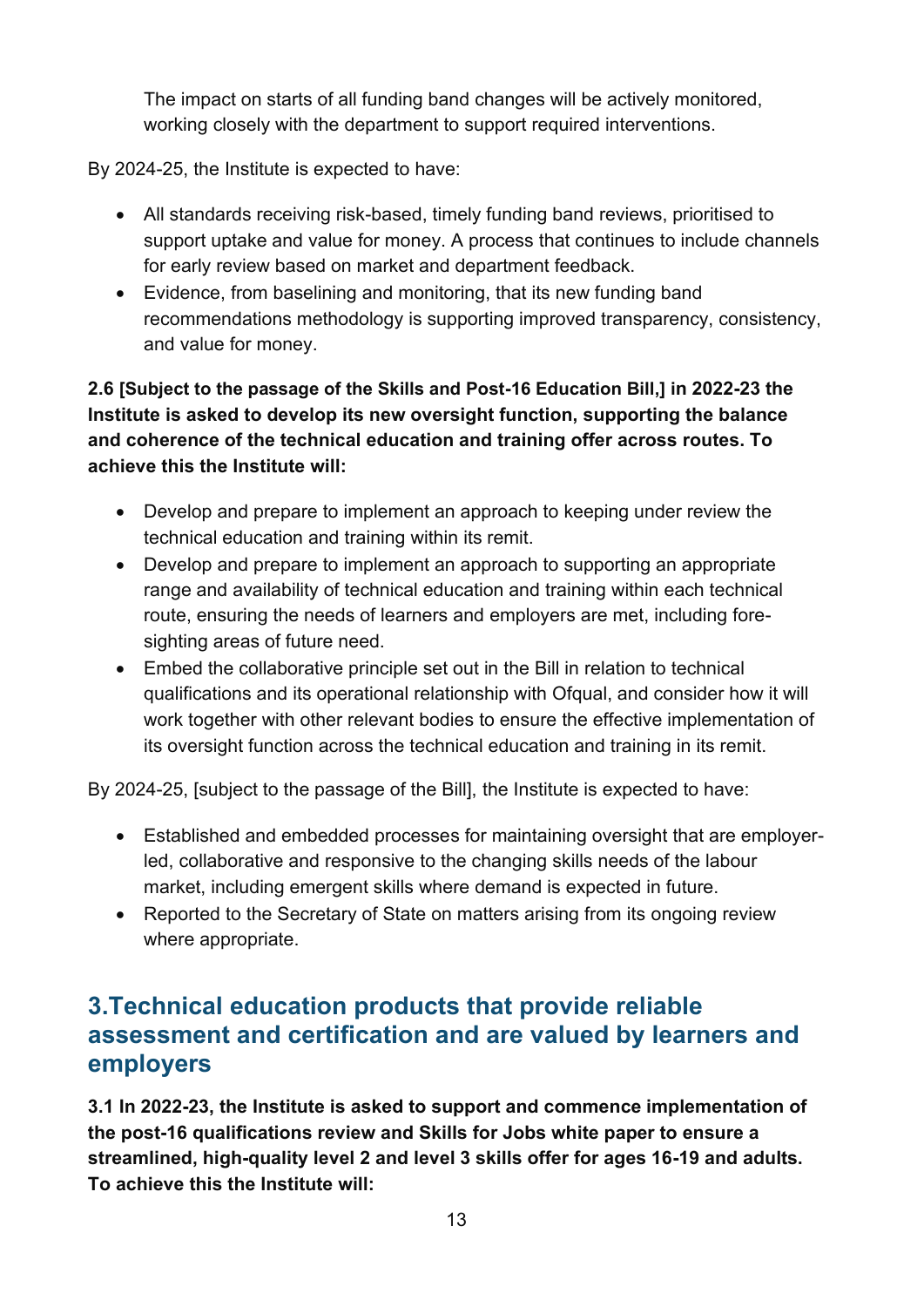The impact on starts of all funding band changes will be actively monitored, working closely with the department to support required interventions.

By 2024-25, the Institute is expected to have:

- All standards receiving risk-based, timely funding band reviews, prioritised to support uptake and value for money. A process that continues to include channels for early review based on market and department feedback.
- Evidence, from baselining and monitoring, that its new funding band recommendations methodology is supporting improved transparency, consistency, and value for money.

**2.6 [Subject to the passage of the Skills and Post-16 Education Bill,] in 2022-23 the Institute is asked to develop its new oversight function, supporting the balance and coherence of the technical education and training offer across routes. To achieve this the Institute will:**

- Develop and prepare to implement an approach to keeping under review the technical education and training within its remit.
- Develop and prepare to implement an approach to supporting an appropriate range and availability of technical education and training within each technical route, ensuring the needs of learners and employers are met, including fore-sighting areas of future need.
- Embed the collaborative principle set out in the Bill in relation to technical qualifications and its operational relationship with Ofqual, and consider how it will work together with other relevant bodies to ensure the effective implementation of its oversight function across the technical education and training in its remit.

By 2024-25, [subject to the passage of the Bill], the Institute is expected to have:

- Established and embedded processes for maintaining oversight that are employer-led, collaborative and responsive to the changing skills needs of the labour market, including emergent skills where demand is expected in future.
- Reported to the Secretary of State on matters arising from its ongoing review where appropriate.

## 3.Technical education products that provide reliable assessment and certification and are valued by learners and employers

**3.1 In 2022-23, the Institute is asked to support and commence implementation of the post-16 qualifications review and Skills for Jobs white paper to ensure a streamlined, high-quality level 2 and level 3 skills offer for ages 16-19 and adults. To achieve this the Institute will:**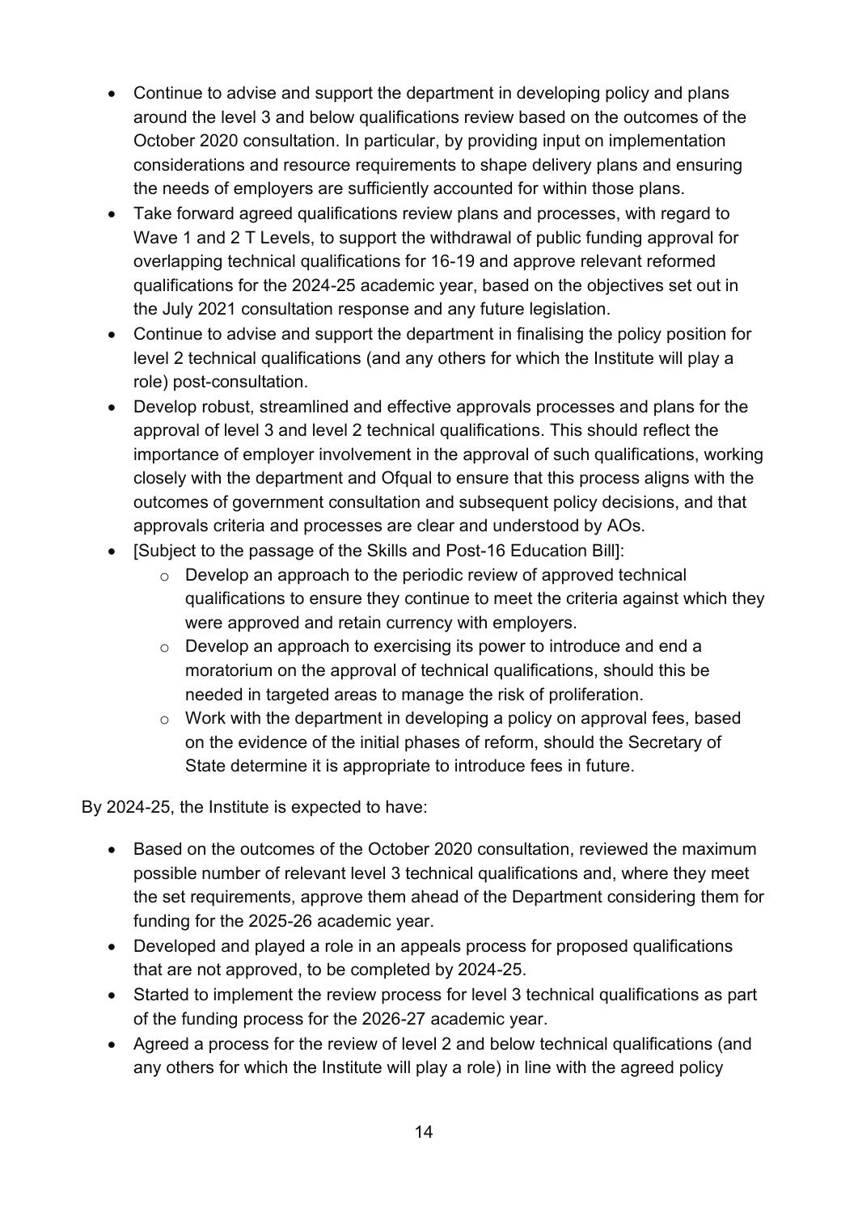- Continue to advise and support the department in developing policy and plans around the level 3 and below qualifications review based on the outcomes of the October 2020 consultation. In particular, by providing input on implementation considerations and resource requirements to shape delivery plans and ensuring the needs of employers are sufficiently accounted for within those plans.
- Take forward agreed qualifications review plans and processes, with regard to Wave 1 and 2 T Levels, to support the withdrawal of public funding approval for overlapping technical qualifications for 16-19 and approve relevant reformed qualifications for the 2024-25 academic year, based on the objectives set out in the July 2021 consultation response and any future legislation.
- Continue to advise and support the department in finalising the policy position for level 2 technical qualifications (and any others for which the Institute will play a role) post-consultation.
- Develop robust, streamlined and effective approvals processes and plans for the approval of level 3 and level 2 technical qualifications. This should reflect the importance of employer involvement in the approval of such qualifications, working closely with the department and Ofqual to ensure that this process aligns with the outcomes of government consultation and subsequent policy decisions, and that approvals criteria and processes are clear and understood by AOs.
- [Subject to the passage of the Skills and Post-16 Education Bill]:
    - Develop an approach to the periodic review of approved technical qualifications to ensure they continue to meet the criteria against which they were approved and retain currency with employers.
    - Develop an approach to exercising its power to introduce and end a moratorium on the approval of technical qualifications, should this be needed in targeted areas to manage the risk of proliferation.
    - Work with the department in developing a policy on approval fees, based on the evidence of the initial phases of reform, should the Secretary of State determine it is appropriate to introduce fees in future.

By 2024-25, the Institute is expected to have:

- Based on the outcomes of the October 2020 consultation, reviewed the maximum possible number of relevant level 3 technical qualifications and, where they meet the set requirements, approve them ahead of the Department considering them for funding for the 2025-26 academic year.
- Developed and played a role in an appeals process for proposed qualifications that are not approved, to be completed by 2024-25.
- Started to implement the review process for level 3 technical qualifications as part of the funding process for the 2026-27 academic year.
- Agreed a process for the review of level 2 and below technical qualifications (and any others for which the Institute will play a role) in line with the agreed policy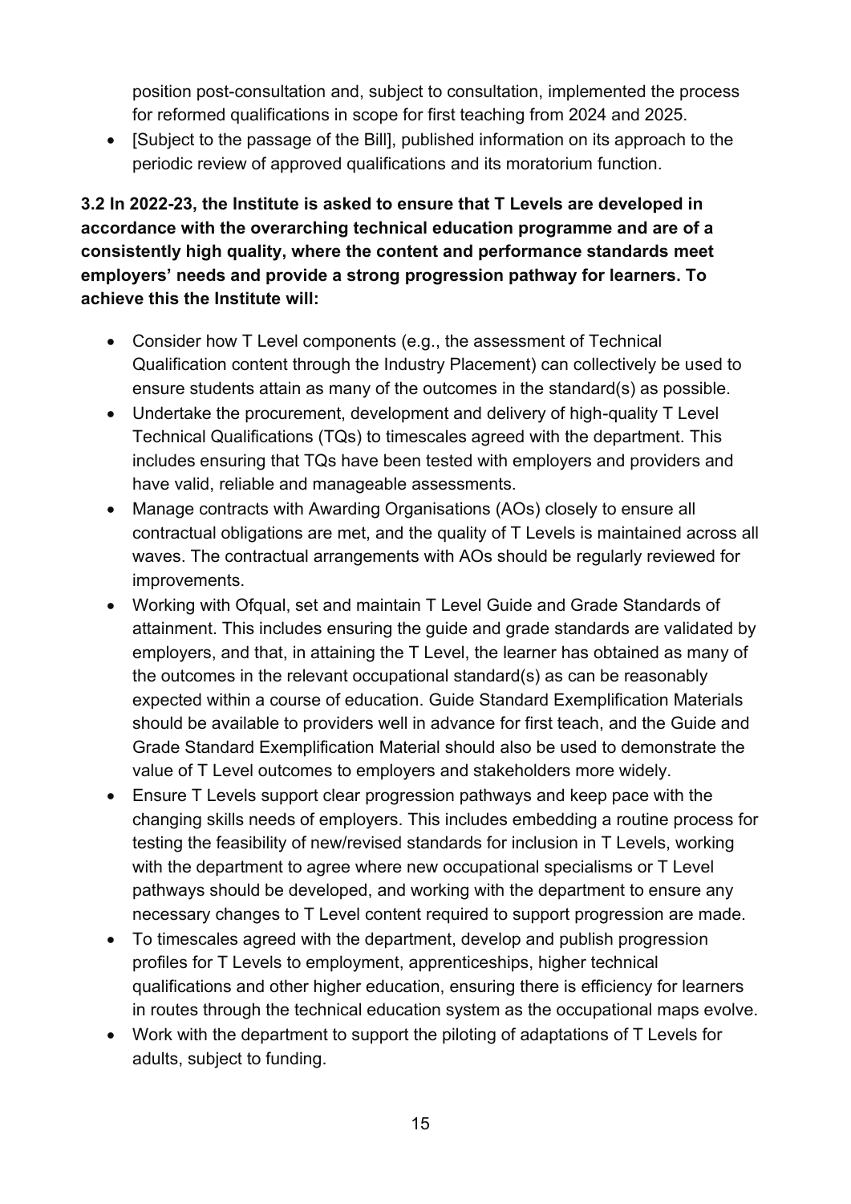position post-consultation and, subject to consultation, implemented the process for reformed qualifications in scope for first teaching from 2024 and 2025.

- [Subject to the passage of the Bill], published information on its approach to the periodic review of approved qualifications and its moratorium function.

**3.2 In 2022-23, the Institute is asked to ensure that T Levels are developed in accordance with the overarching technical education programme and are of a consistently high quality, where the content and performance standards meet employers' needs and provide a strong progression pathway for learners. To achieve this the Institute will:**

- Consider how T Level components (e.g., the assessment of Technical Qualification content through the Industry Placement) can collectively be used to ensure students attain as many of the outcomes in the standard(s) as possible.
- Undertake the procurement, development and delivery of high-quality T Level Technical Qualifications (TQs) to timescales agreed with the department. This includes ensuring that TQs have been tested with employers and providers and have valid, reliable and manageable assessments.
- Manage contracts with Awarding Organisations (AOs) closely to ensure all contractual obligations are met, and the quality of T Levels is maintained across all waves. The contractual arrangements with AOs should be regularly reviewed for improvements.
- Working with Ofqual, set and maintain T Level Guide and Grade Standards of attainment. This includes ensuring the guide and grade standards are validated by employers, and that, in attaining the T Level, the learner has obtained as many of the outcomes in the relevant occupational standard(s) as can be reasonably expected within a course of education. Guide Standard Exemplification Materials should be available to providers well in advance for first teach, and the Guide and Grade Standard Exemplification Material should also be used to demonstrate the value of T Level outcomes to employers and stakeholders more widely.
- Ensure T Levels support clear progression pathways and keep pace with the changing skills needs of employers. This includes embedding a routine process for testing the feasibility of new/revised standards for inclusion in T Levels, working with the department to agree where new occupational specialisms or T Level pathways should be developed, and working with the department to ensure any necessary changes to T Level content required to support progression are made.
- To timescales agreed with the department, develop and publish progression profiles for T Levels to employment, apprenticeships, higher technical qualifications and other higher education, ensuring there is efficiency for learners in routes through the technical education system as the occupational maps evolve.
- Work with the department to support the piloting of adaptations of T Levels for adults, subject to funding.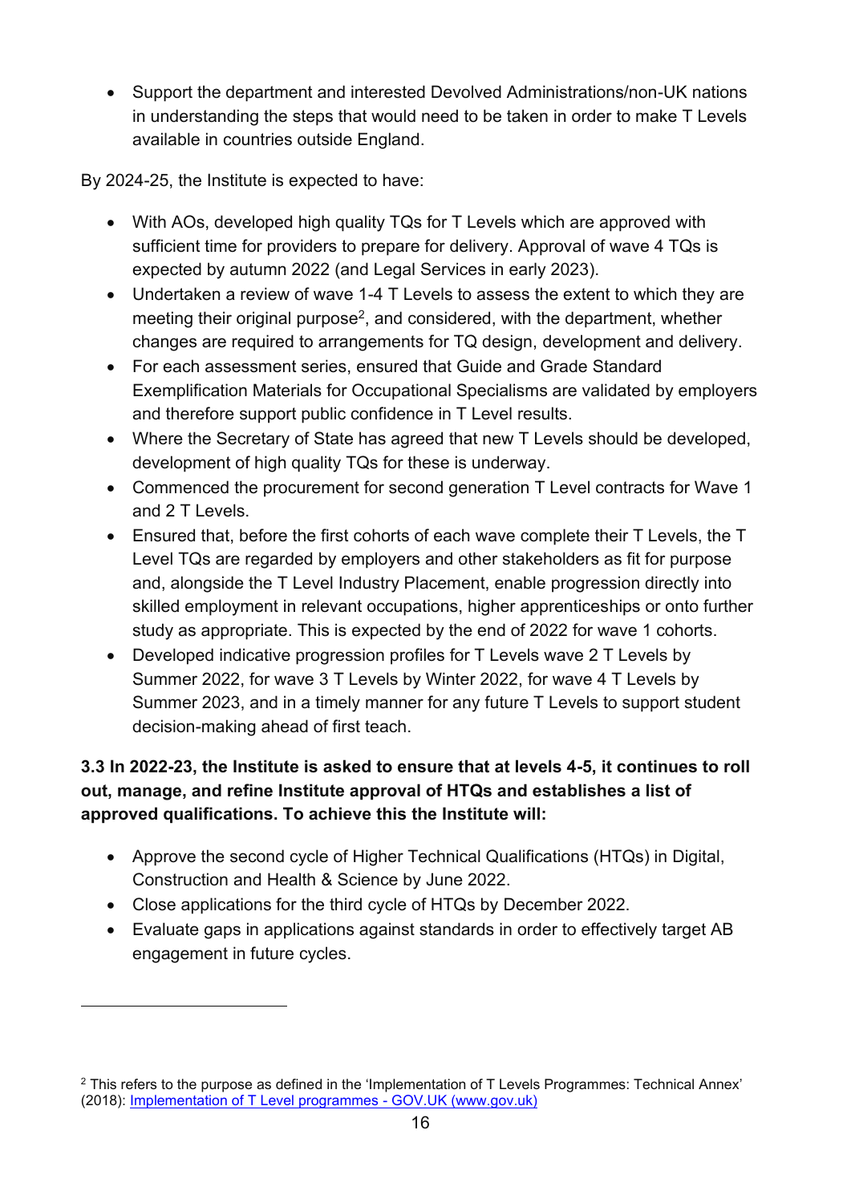- Support the department and interested Devolved Administrations/non-UK nations in understanding the steps that would need to be taken in order to make T Levels available in countries outside England.

By 2024-25, the Institute is expected to have:

- With AOs, developed high quality TQs for T Levels which are approved with sufficient time for providers to prepare for delivery. Approval of wave 4 TQs is expected by autumn 2022 (and Legal Services in early 2023).
- Undertaken a review of wave 1-4 T Levels to assess the extent to which they are meeting their original purpose[2], and considered, with the department, whether changes are required to arrangements for TQ design, development and delivery.
- For each assessment series, ensured that Guide and Grade Standard Exemplification Materials for Occupational Specialisms are validated by employers and therefore support public confidence in T Level results.
- Where the Secretary of State has agreed that new T Levels should be developed, development of high quality TQs for these is underway.
- Commenced the procurement for second generation T Level contracts for Wave 1 and 2 T Levels.
- Ensured that, before the first cohorts of each wave complete their T Levels, the T Level TQs are regarded by employers and other stakeholders as fit for purpose and, alongside the T Level Industry Placement, enable progression directly into skilled employment in relevant occupations, higher apprenticeships or onto further study as appropriate. This is expected by the end of 2022 for wave 1 cohorts.
- Developed indicative progression profiles for T Levels wave 2 T Levels by Summer 2022, for wave 3 T Levels by Winter 2022, for wave 4 T Levels by Summer 2023, and in a timely manner for any future T Levels to support student decision-making ahead of first teach.

**3.3 In 2022-23, the Institute is asked to ensure that at levels 4-5, it continues to roll out, manage, and refine Institute approval of HTQs and establishes a list of approved qualifications. To achieve this the Institute will:**

- Approve the second cycle of Higher Technical Qualifications (HTQs) in Digital, Construction and Health & Science by June 2022.
- Close applications for the third cycle of HTQs by December 2022.
- Evaluate gaps in applications against standards in order to effectively target AB engagement in future cycles.

---

[2] This refers to the purpose as defined in the 'Implementation of T Levels Programmes: Technical Annex' (2018): Implementation of T Level programmes - GOV.UK (www.gov.uk)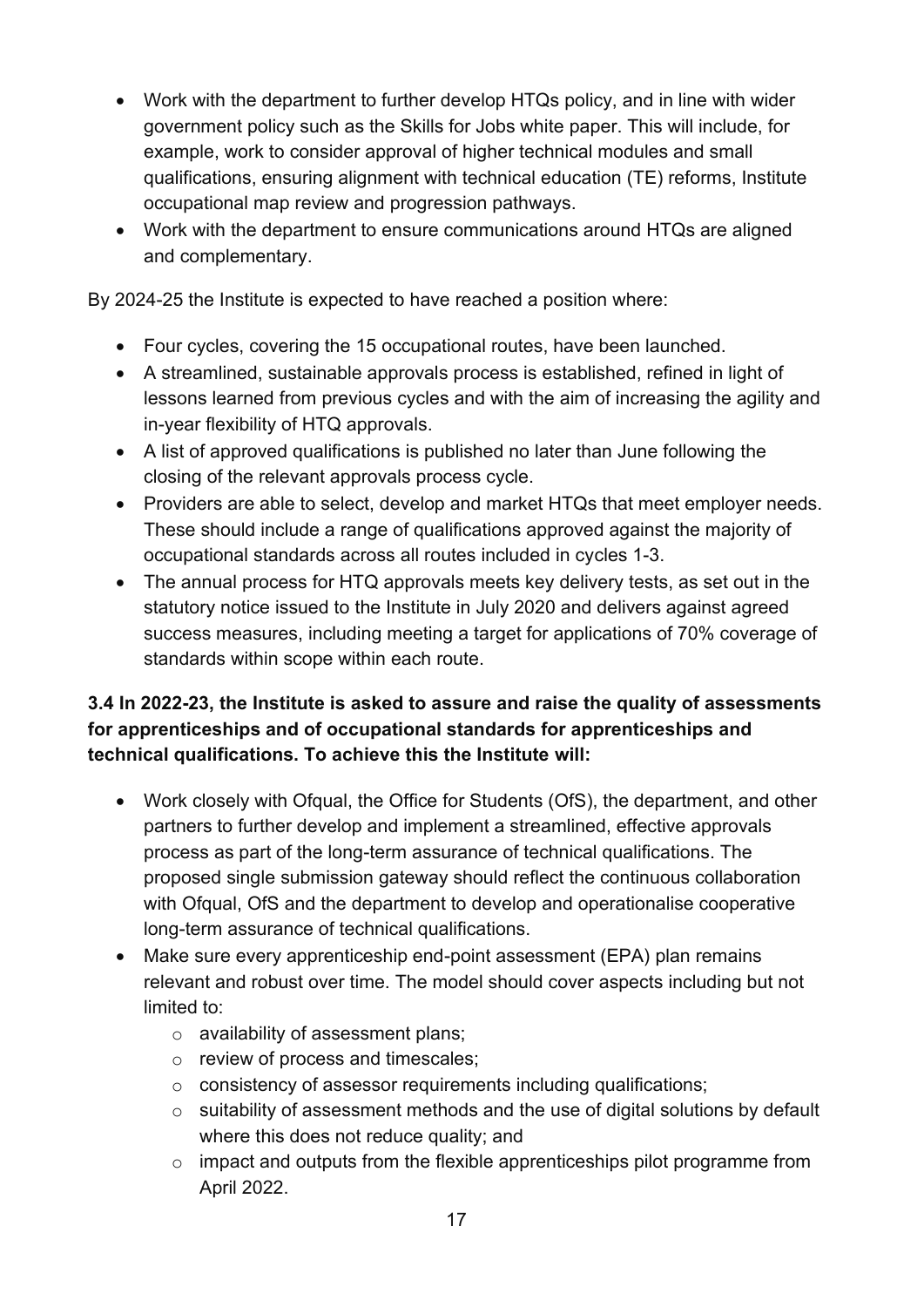- Work with the department to further develop HTQs policy, and in line with wider government policy such as the Skills for Jobs white paper. This will include, for example, work to consider approval of higher technical modules and small qualifications, ensuring alignment with technical education (TE) reforms, Institute occupational map review and progression pathways.
- Work with the department to ensure communications around HTQs are aligned and complementary.

By 2024-25 the Institute is expected to have reached a position where:

- Four cycles, covering the 15 occupational routes, have been launched.
- A streamlined, sustainable approvals process is established, refined in light of lessons learned from previous cycles and with the aim of increasing the agility and in-year flexibility of HTQ approvals.
- A list of approved qualifications is published no later than June following the closing of the relevant approvals process cycle.
- Providers are able to select, develop and market HTQs that meet employer needs. These should include a range of qualifications approved against the majority of occupational standards across all routes included in cycles 1-3.
- The annual process for HTQ approvals meets key delivery tests, as set out in the statutory notice issued to the Institute in July 2020 and delivers against agreed success measures, including meeting a target for applications of 70% coverage of standards within scope within each route.

**3.4 In 2022-23, the Institute is asked to assure and raise the quality of assessments for apprenticeships and of occupational standards for apprenticeships and technical qualifications. To achieve this the Institute will:**

- Work closely with Ofqual, the Office for Students (OfS), the department, and other partners to further develop and implement a streamlined, effective approvals process as part of the long-term assurance of technical qualifications. The proposed single submission gateway should reflect the continuous collaboration with Ofqual, OfS and the department to develop and operationalise cooperative long-term assurance of technical qualifications.
- Make sure every apprenticeship end-point assessment (EPA) plan remains relevant and robust over time. The model should cover aspects including but not limited to:
  - availability of assessment plans;
  - review of process and timescales;
  - consistency of assessor requirements including qualifications;
  - suitability of assessment methods and the use of digital solutions by default where this does not reduce quality; and
  - impact and outputs from the flexible apprenticeships pilot programme from April 2022.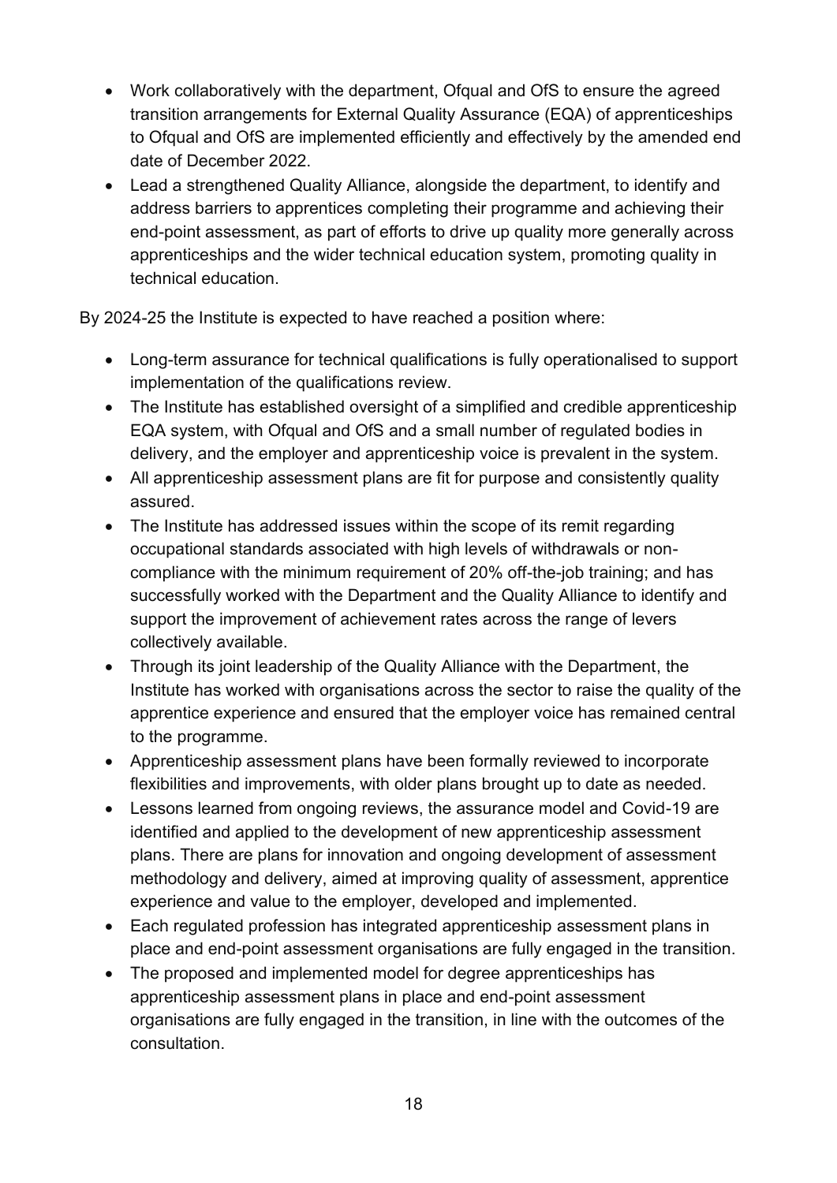- Work collaboratively with the department, Ofqual and OfS to ensure the agreed transition arrangements for External Quality Assurance (EQA) of apprenticeships to Ofqual and OfS are implemented efficiently and effectively by the amended end date of December 2022.
- Lead a strengthened Quality Alliance, alongside the department, to identify and address barriers to apprentices completing their programme and achieving their end-point assessment, as part of efforts to drive up quality more generally across apprenticeships and the wider technical education system, promoting quality in technical education.

By 2024-25 the Institute is expected to have reached a position where:

- Long-term assurance for technical qualifications is fully operationalised to support implementation of the qualifications review.
- The Institute has established oversight of a simplified and credible apprenticeship EQA system, with Ofqual and OfS and a small number of regulated bodies in delivery, and the employer and apprenticeship voice is prevalent in the system.
- All apprenticeship assessment plans are fit for purpose and consistently quality assured.
- The Institute has addressed issues within the scope of its remit regarding occupational standards associated with high levels of withdrawals or non-compliance with the minimum requirement of 20% off-the-job training; and has successfully worked with the Department and the Quality Alliance to identify and support the improvement of achievement rates across the range of levers collectively available.
- Through its joint leadership of the Quality Alliance with the Department, the Institute has worked with organisations across the sector to raise the quality of the apprentice experience and ensured that the employer voice has remained central to the programme.
- Apprenticeship assessment plans have been formally reviewed to incorporate flexibilities and improvements, with older plans brought up to date as needed.
- Lessons learned from ongoing reviews, the assurance model and Covid-19 are identified and applied to the development of new apprenticeship assessment plans. There are plans for innovation and ongoing development of assessment methodology and delivery, aimed at improving quality of assessment, apprentice experience and value to the employer, developed and implemented.
- Each regulated profession has integrated apprenticeship assessment plans in place and end-point assessment organisations are fully engaged in the transition.
- The proposed and implemented model for degree apprenticeships has apprenticeship assessment plans in place and end-point assessment organisations are fully engaged in the transition, in line with the outcomes of the consultation.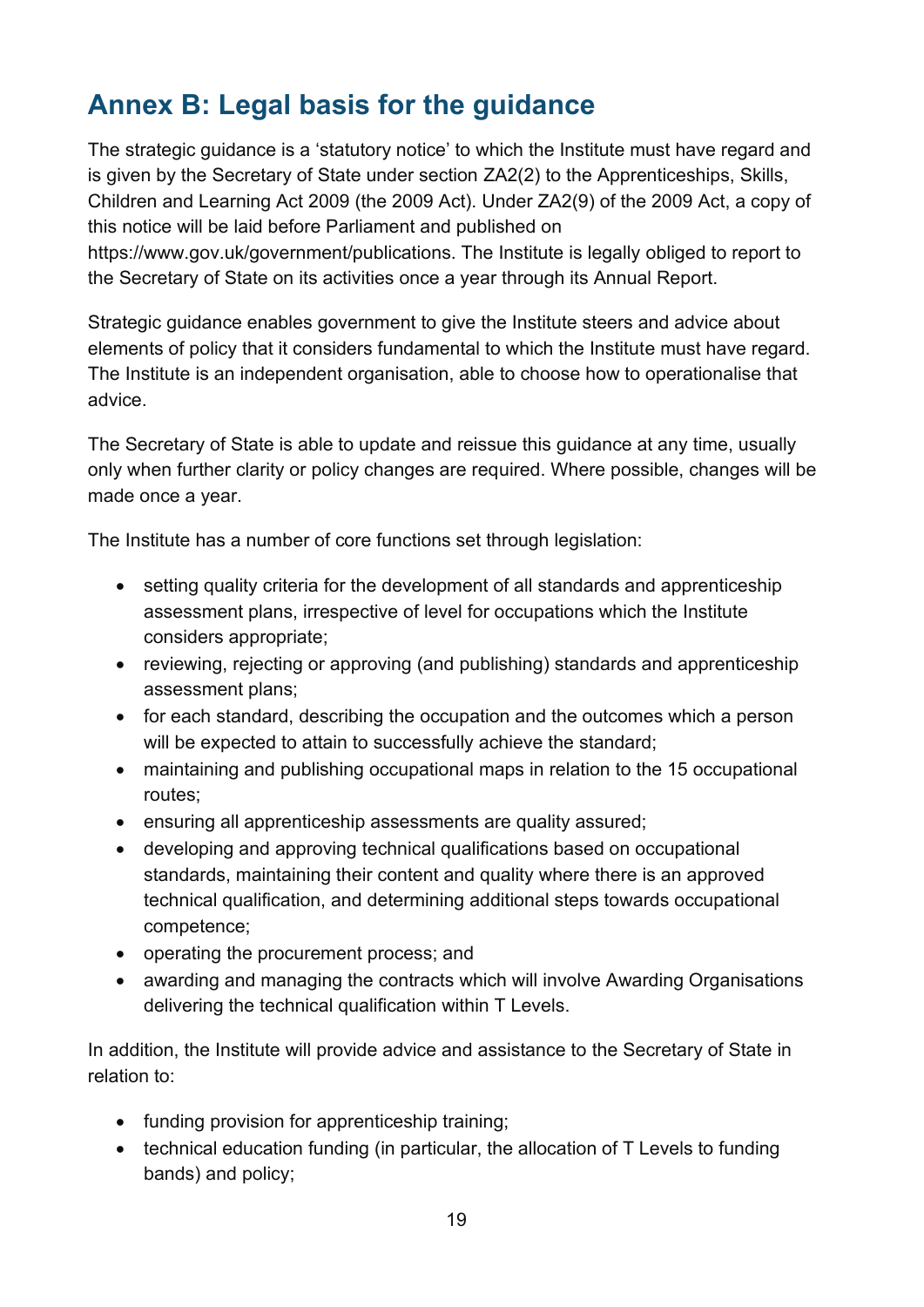# Annex B: Legal basis for the guidance

The strategic guidance is a 'statutory notice' to which the Institute must have regard and is given by the Secretary of State under section ZA2(2) to the Apprenticeships, Skills, Children and Learning Act 2009 (the 2009 Act). Under ZA2(9) of the 2009 Act, a copy of this notice will be laid before Parliament and published on https://www.gov.uk/government/publications. The Institute is legally obliged to report to the Secretary of State on its activities once a year through its Annual Report.

Strategic guidance enables government to give the Institute steers and advice about elements of policy that it considers fundamental to which the Institute must have regard. The Institute is an independent organisation, able to choose how to operationalise that advice.

The Secretary of State is able to update and reissue this guidance at any time, usually only when further clarity or policy changes are required. Where possible, changes will be made once a year.

The Institute has a number of core functions set through legislation:

- setting quality criteria for the development of all standards and apprenticeship assessment plans, irrespective of level for occupations which the Institute considers appropriate;
- reviewing, rejecting or approving (and publishing) standards and apprenticeship assessment plans;
- for each standard, describing the occupation and the outcomes which a person will be expected to attain to successfully achieve the standard;
- maintaining and publishing occupational maps in relation to the 15 occupational routes;
- ensuring all apprenticeship assessments are quality assured;
- developing and approving technical qualifications based on occupational standards, maintaining their content and quality where there is an approved technical qualification, and determining additional steps towards occupational competence;
- operating the procurement process; and
- awarding and managing the contracts which will involve Awarding Organisations delivering the technical qualification within T Levels.

In addition, the Institute will provide advice and assistance to the Secretary of State in relation to:

- funding provision for apprenticeship training;
- technical education funding (in particular, the allocation of T Levels to funding bands) and policy;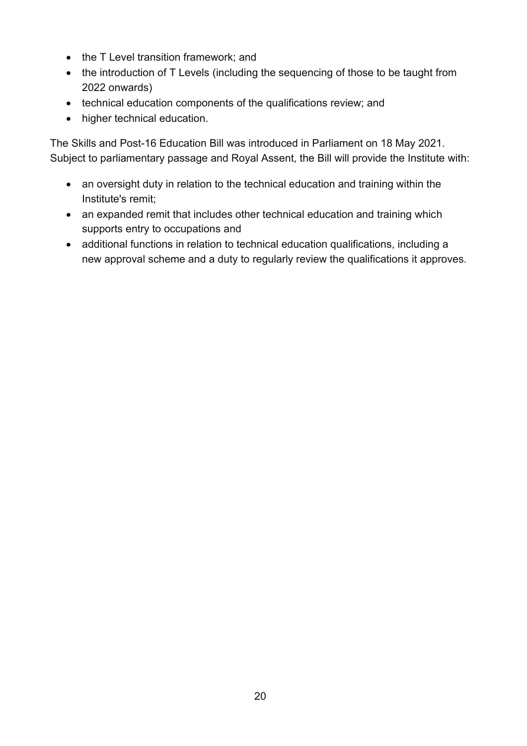- the T Level transition framework; and
- the introduction of T Levels (including the sequencing of those to be taught from 2022 onwards)
- technical education components of the qualifications review; and
- higher technical education.

The Skills and Post-16 Education Bill was introduced in Parliament on 18 May 2021. Subject to parliamentary passage and Royal Assent, the Bill will provide the Institute with:

- an oversight duty in relation to the technical education and training within the Institute's remit;
- an expanded remit that includes other technical education and training which supports entry to occupations and
- additional functions in relation to technical education qualifications, including a new approval scheme and a duty to regularly review the qualifications it approves.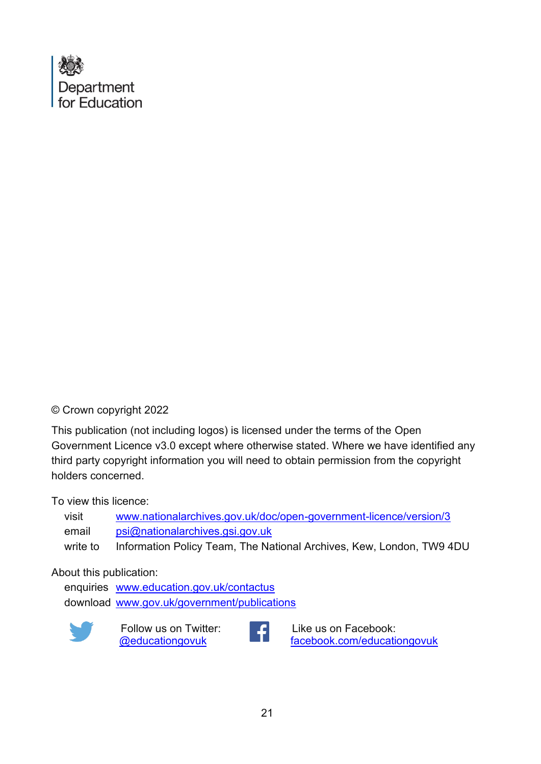Department for Education

© Crown copyright 2022

This publication (not including logos) is licensed under the terms of the Open Government Licence v3.0 except where otherwise stated. Where we have identified any third party copyright information you will need to obtain permission from the copyright holders concerned.

To view this licence:

| | |
|---|---|
| visit | www.nationalarchives.gov.uk/doc/open-government-licence/version/3 |
| email | psi@nationalarchives.gsi.gov.uk |
| write to | Information Policy Team, The National Archives, Kew, London, TW9 4DU |

About this publication:

| | |
|---|---|
| enquiries | www.education.gov.uk/contactus |
| download | www.gov.uk/government/publications |

Follow us on Twitter: @educationgovuk

Like us on Facebook: facebook.com/educationgovuk